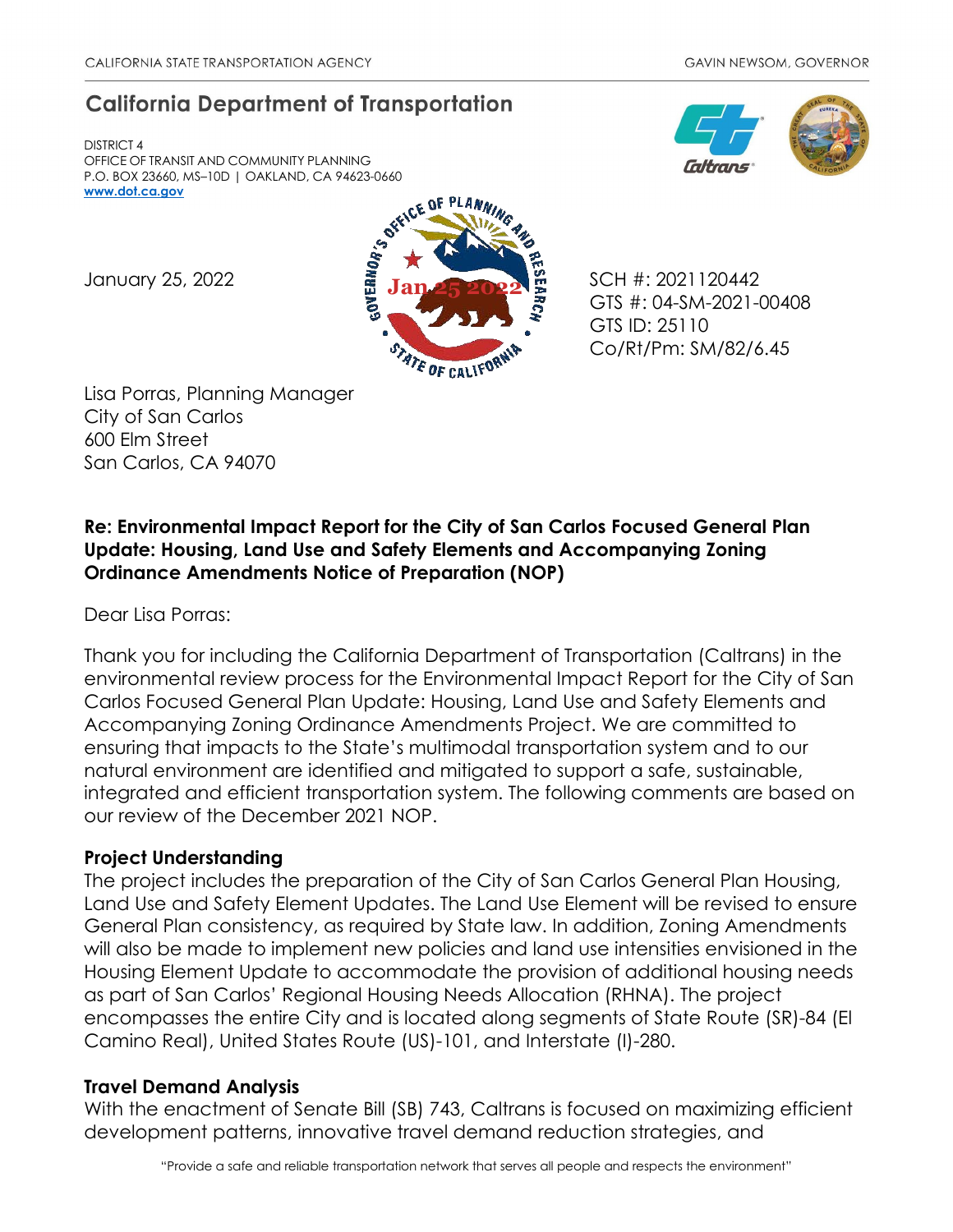CALIFORNIA STATE TRANSPORTATION AGENCY GAVIN NEWSOM, GOVERNOR

# California Department of Transportation

DISTRICT 4
OFFICE OF TRANSIT AND COMMUNITY PLANNING
P.O. BOX 23660, MS–10D | OAKLAND, CA 94623-0660
www.dot.ca.gov

January 25, 2022

SCH #: 2021120442
GTS #: 04-SM-2021-00408
GTS ID: 25110
Co/Rt/Pm: SM/82/6.45

Lisa Porras, Planning Manager
City of San Carlos
600 Elm Street
San Carlos, CA 94070

**Re: Environmental Impact Report for the City of San Carlos Focused General Plan Update: Housing, Land Use and Safety Elements and Accompanying Zoning Ordinance Amendments Notice of Preparation (NOP)**

Dear Lisa Porras:

Thank you for including the California Department of Transportation (Caltrans) in the environmental review process for the Environmental Impact Report for the City of San Carlos Focused General Plan Update: Housing, Land Use and Safety Elements and Accompanying Zoning Ordinance Amendments Project. We are committed to ensuring that impacts to the State's multimodal transportation system and to our natural environment are identified and mitigated to support a safe, sustainable, integrated and efficient transportation system. The following comments are based on our review of the December 2021 NOP.

**Project Understanding**

The project includes the preparation of the City of San Carlos General Plan Housing, Land Use and Safety Element Updates. The Land Use Element will be revised to ensure General Plan consistency, as required by State law. In addition, Zoning Amendments will also be made to implement new policies and land use intensities envisioned in the Housing Element Update to accommodate the provision of additional housing needs as part of San Carlos' Regional Housing Needs Allocation (RHNA). The project encompasses the entire City and is located along segments of State Route (SR)-84 (El Camino Real), United States Route (US)-101, and Interstate (I)-280.

**Travel Demand Analysis**

With the enactment of Senate Bill (SB) 743, Caltrans is focused on maximizing efficient development patterns, innovative travel demand reduction strategies, and

"Provide a safe and reliable transportation network that serves all people and respects the environment"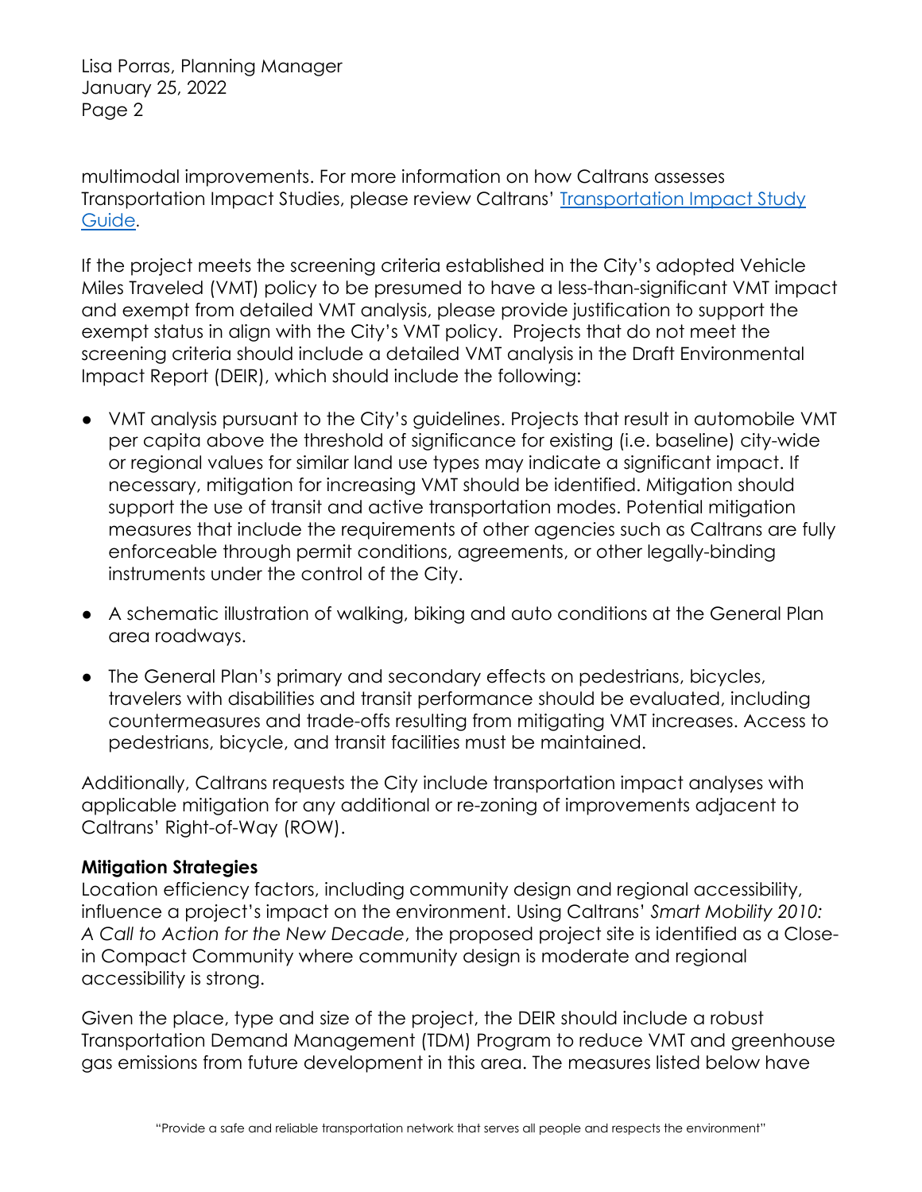multimodal improvements. For more information on how Caltrans assesses Transportation Impact Studies, please review Caltrans' [Transportation Impact Study Guide](#).

If the project meets the screening criteria established in the City's adopted Vehicle Miles Traveled (VMT) policy to be presumed to have a less-than-significant VMT impact and exempt from detailed VMT analysis, please provide justification to support the exempt status in align with the City's VMT policy. Projects that do not meet the screening criteria should include a detailed VMT analysis in the Draft Environmental Impact Report (DEIR), which should include the following:

- VMT analysis pursuant to the City's guidelines. Projects that result in automobile VMT per capita above the threshold of significance for existing (i.e. baseline) city-wide or regional values for similar land use types may indicate a significant impact. If necessary, mitigation for increasing VMT should be identified. Mitigation should support the use of transit and active transportation modes. Potential mitigation measures that include the requirements of other agencies such as Caltrans are fully enforceable through permit conditions, agreements, or other legally-binding instruments under the control of the City.

- A schematic illustration of walking, biking and auto conditions at the General Plan area roadways.

- The General Plan's primary and secondary effects on pedestrians, bicycles, travelers with disabilities and transit performance should be evaluated, including countermeasures and trade-offs resulting from mitigating VMT increases. Access to pedestrians, bicycle, and transit facilities must be maintained.

Additionally, Caltrans requests the City include transportation impact analyses with applicable mitigation for any additional or re-zoning of improvements adjacent to Caltrans' Right-of-Way (ROW).

**Mitigation Strategies**

Location efficiency factors, including community design and regional accessibility, influence a project's impact on the environment. Using Caltrans' *Smart Mobility 2010: A Call to Action for the New Decade*, the proposed project site is identified as a Close-in Compact Community where community design is moderate and regional accessibility is strong.

Given the place, type and size of the project, the DEIR should include a robust Transportation Demand Management (TDM) Program to reduce VMT and greenhouse gas emissions from future development in this area. The measures listed below have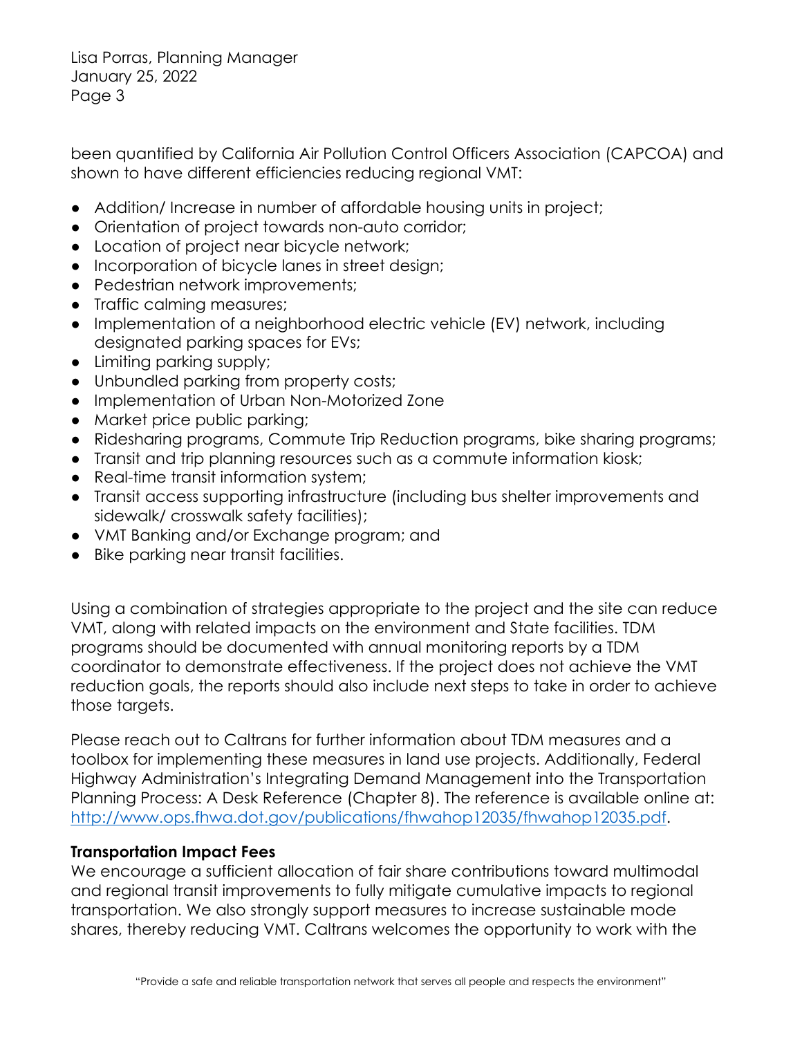been quantified by California Air Pollution Control Officers Association (CAPCOA) and shown to have different efficiencies reducing regional VMT:

- Addition/ Increase in number of affordable housing units in project;
- Orientation of project towards non-auto corridor;
- Location of project near bicycle network;
- Incorporation of bicycle lanes in street design;
- Pedestrian network improvements;
- Traffic calming measures;
- Implementation of a neighborhood electric vehicle (EV) network, including designated parking spaces for EVs;
- Limiting parking supply;
- Unbundled parking from property costs;
- Implementation of Urban Non-Motorized Zone
- Market price public parking;
- Ridesharing programs, Commute Trip Reduction programs, bike sharing programs;
- Transit and trip planning resources such as a commute information kiosk;
- Real-time transit information system;
- Transit access supporting infrastructure (including bus shelter improvements and sidewalk/ crosswalk safety facilities);
- VMT Banking and/or Exchange program; and
- Bike parking near transit facilities.

Using a combination of strategies appropriate to the project and the site can reduce VMT, along with related impacts on the environment and State facilities. TDM programs should be documented with annual monitoring reports by a TDM coordinator to demonstrate effectiveness. If the project does not achieve the VMT reduction goals, the reports should also include next steps to take in order to achieve those targets.

Please reach out to Caltrans for further information about TDM measures and a toolbox for implementing these measures in land use projects. Additionally, Federal Highway Administration's Integrating Demand Management into the Transportation Planning Process: A Desk Reference (Chapter 8). The reference is available online at: [http://www.ops.fhwa.dot.gov/publications/fhwahop12035/fhwahop12035.pdf](http://www.ops.fhwa.dot.gov/publications/fhwahop12035/fhwahop12035.pdf).

**Transportation Impact Fees**

We encourage a sufficient allocation of fair share contributions toward multimodal and regional transit improvements to fully mitigate cumulative impacts to regional transportation. We also strongly support measures to increase sustainable mode shares, thereby reducing VMT. Caltrans welcomes the opportunity to work with the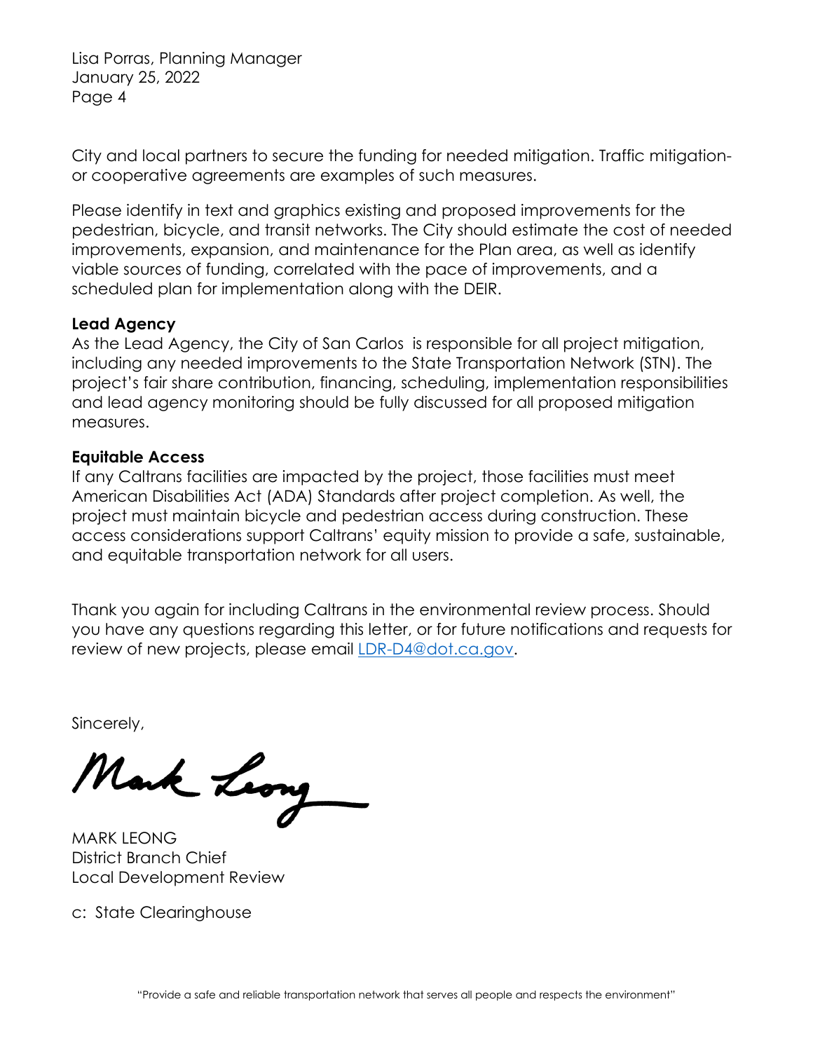City and local partners to secure the funding for needed mitigation. Traffic mitigation- or cooperative agreements are examples of such measures.

Please identify in text and graphics existing and proposed improvements for the pedestrian, bicycle, and transit networks. The City should estimate the cost of needed improvements, expansion, and maintenance for the Plan area, as well as identify viable sources of funding, correlated with the pace of improvements, and a scheduled plan for implementation along with the DEIR.

**Lead Agency**

As the Lead Agency, the City of San Carlos is responsible for all project mitigation, including any needed improvements to the State Transportation Network (STN). The project's fair share contribution, financing, scheduling, implementation responsibilities and lead agency monitoring should be fully discussed for all proposed mitigation measures.

**Equitable Access**

If any Caltrans facilities are impacted by the project, those facilities must meet American Disabilities Act (ADA) Standards after project completion. As well, the project must maintain bicycle and pedestrian access during construction. These access considerations support Caltrans' equity mission to provide a safe, sustainable, and equitable transportation network for all users.

Thank you again for including Caltrans in the environmental review process. Should you have any questions regarding this letter, or for future notifications and requests for review of new projects, please email LDR-D4@dot.ca.gov.

Sincerely,

Mark Leong

MARK LEONG
District Branch Chief
Local Development Review

c: State Clearinghouse

"Provide a safe and reliable transportation network that serves all people and respects the environment"